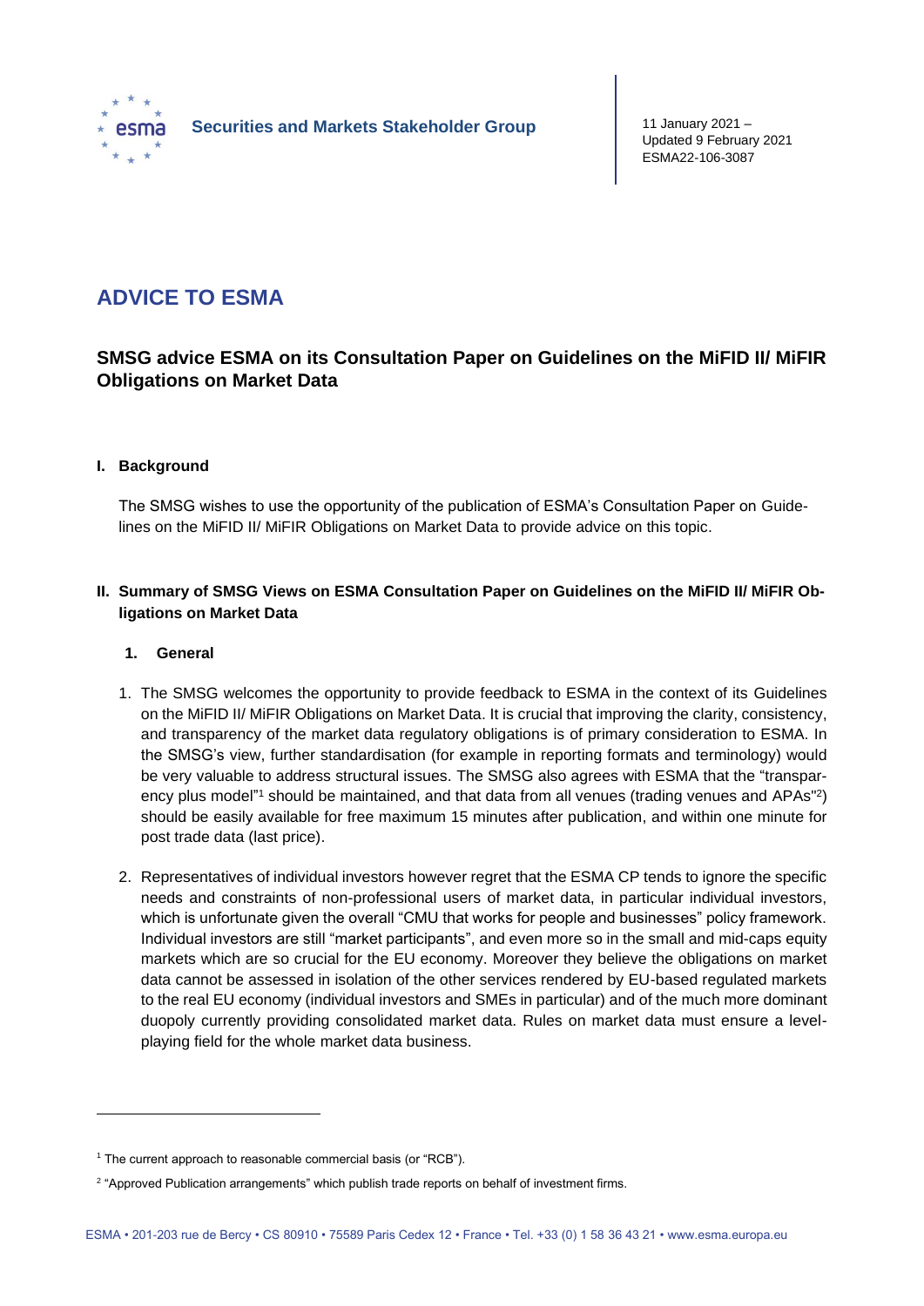Securities and Markets Stakeholder Group

11 January 2021 –
Updated 9 February 2021
ESMA22-106-3087

# ADVICE TO ESMA

## SMSG advice ESMA on its Consultation Paper on Guidelines on the MiFID II/ MiFIR Obligations on Market Data

### I. Background

The SMSG wishes to use the opportunity of the publication of ESMA's Consultation Paper on Guidelines on the MiFID II/ MiFIR Obligations on Market Data to provide advice on this topic.

### II. Summary of SMSG Views on ESMA Consultation Paper on Guidelines on the MiFID II/ MiFIR Obligations on Market Data

#### 1. General

1. The SMSG welcomes the opportunity to provide feedback to ESMA in the context of its Guidelines on the MiFID II/ MiFIR Obligations on Market Data. It is crucial that improving the clarity, consistency, and transparency of the market data regulatory obligations is of primary consideration to ESMA. In the SMSG's view, further standardisation (for example in reporting formats and terminology) would be very valuable to address structural issues. The SMSG also agrees with ESMA that the "transparency plus model"[1] should be maintained, and that data from all venues (trading venues and APAs"[2]) should be easily available for free maximum 15 minutes after publication, and within one minute for post trade data (last price).

2. Representatives of individual investors however regret that the ESMA CP tends to ignore the specific needs and constraints of non-professional users of market data, in particular individual investors, which is unfortunate given the overall "CMU that works for people and businesses" policy framework. Individual investors are still "market participants", and even more so in the small and mid-caps equity markets which are so crucial for the EU economy. Moreover they believe the obligations on market data cannot be assessed in isolation of the other services rendered by EU-based regulated markets to the real EU economy (individual investors and SMEs in particular) and of the much more dominant duopoly currently providing consolidated market data. Rules on market data must ensure a level-playing field for the whole market data business.

---

[1] The current approach to reasonable commercial basis (or "RCB").

[2] "Approved Publication arrangements" which publish trade reports on behalf of investment firms.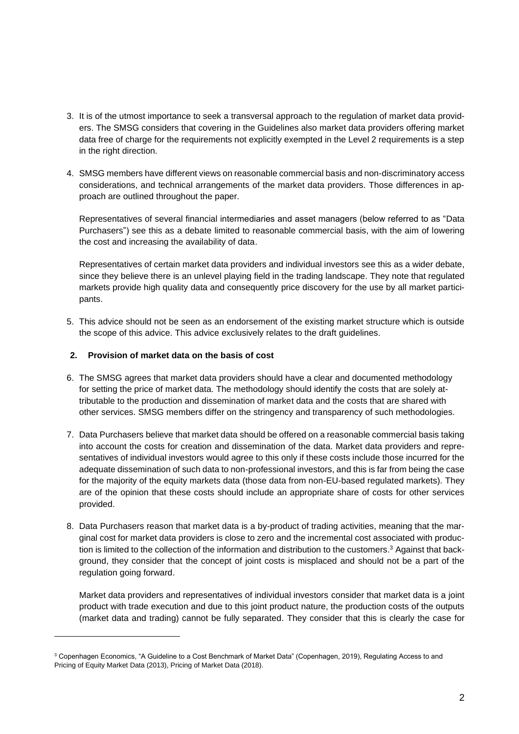3. It is of the utmost importance to seek a transversal approach to the regulation of market data providers. The SMSG considers that covering in the Guidelines also market data providers offering market data free of charge for the requirements not explicitly exempted in the Level 2 requirements is a step in the right direction.

4. SMSG members have different views on reasonable commercial basis and non-discriminatory access considerations, and technical arrangements of the market data providers. Those differences in approach are outlined throughout the paper.

   Representatives of several financial intermediaries and asset managers (below referred to as "Data Purchasers") see this as a debate limited to reasonable commercial basis, with the aim of lowering the cost and increasing the availability of data.

   Representatives of certain market data providers and individual investors see this as a wider debate, since they believe there is an unlevel playing field in the trading landscape. They note that regulated markets provide high quality data and consequently price discovery for the use by all market participants.

5. This advice should not be seen as an endorsement of the existing market structure which is outside the scope of this advice. This advice exclusively relates to the draft guidelines.

## 2. Provision of market data on the basis of cost

6. The SMSG agrees that market data providers should have a clear and documented methodology for setting the price of market data. The methodology should identify the costs that are solely attributable to the production and dissemination of market data and the costs that are shared with other services. SMSG members differ on the stringency and transparency of such methodologies.

7. Data Purchasers believe that market data should be offered on a reasonable commercial basis taking into account the costs for creation and dissemination of the data. Market data providers and representatives of individual investors would agree to this only if these costs include those incurred for the adequate dissemination of such data to non-professional investors, and this is far from being the case for the majority of the equity markets data (those data from non-EU-based regulated markets). They are of the opinion that these costs should include an appropriate share of costs for other services provided.

8. Data Purchasers reason that market data is a by-product of trading activities, meaning that the marginal cost for market data providers is close to zero and the incremental cost associated with production is limited to the collection of the information and distribution to the customers.[3] Against that background, they consider that the concept of joint costs is misplaced and should not be a part of the regulation going forward.

   Market data providers and representatives of individual investors consider that market data is a joint product with trade execution and due to this joint product nature, the production costs of the outputs (market data and trading) cannot be fully separated. They consider that this is clearly the case for

[3] Copenhagen Economics, "A Guideline to a Cost Benchmark of Market Data" (Copenhagen, 2019), Regulating Access to and Pricing of Equity Market Data (2013), Pricing of Market Data (2018).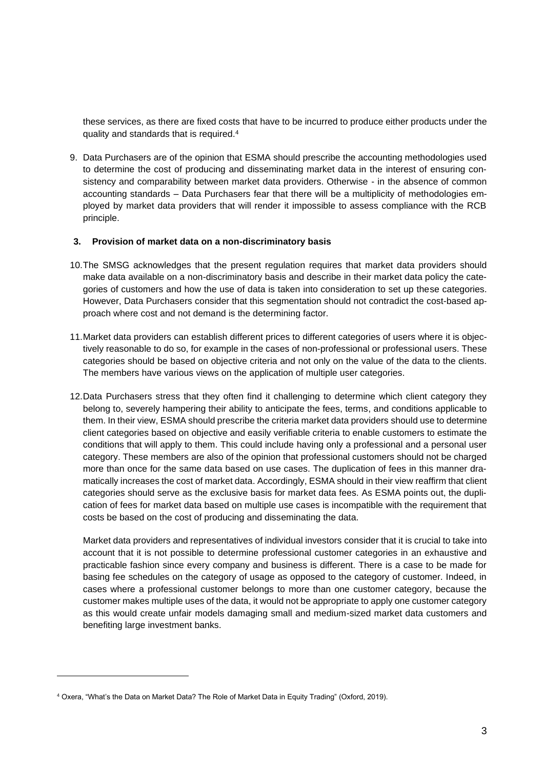these services, as there are fixed costs that have to be incurred to produce either products under the quality and standards that is required.[4]

9. Data Purchasers are of the opinion that ESMA should prescribe the accounting methodologies used to determine the cost of producing and disseminating market data in the interest of ensuring consistency and comparability between market data providers. Otherwise - in the absence of common accounting standards – Data Purchasers fear that there will be a multiplicity of methodologies employed by market data providers that will render it impossible to assess compliance with the RCB principle.

### 3. Provision of market data on a non-discriminatory basis

10. The SMSG acknowledges that the present regulation requires that market data providers should make data available on a non-discriminatory basis and describe in their market data policy the categories of customers and how the use of data is taken into consideration to set up these categories. However, Data Purchasers consider that this segmentation should not contradict the cost-based approach where cost and not demand is the determining factor.

11. Market data providers can establish different prices to different categories of users where it is objectively reasonable to do so, for example in the cases of non-professional or professional users. These categories should be based on objective criteria and not only on the value of the data to the clients. The members have various views on the application of multiple user categories.

12. Data Purchasers stress that they often find it challenging to determine which client category they belong to, severely hampering their ability to anticipate the fees, terms, and conditions applicable to them. In their view, ESMA should prescribe the criteria market data providers should use to determine client categories based on objective and easily verifiable criteria to enable customers to estimate the conditions that will apply to them. This could include having only a professional and a personal user category. These members are also of the opinion that professional customers should not be charged more than once for the same data based on use cases. The duplication of fees in this manner dramatically increases the cost of market data. Accordingly, ESMA should in their view reaffirm that client categories should serve as the exclusive basis for market data fees. As ESMA points out, the duplication of fees for market data based on multiple use cases is incompatible with the requirement that costs be based on the cost of producing and disseminating the data.

    Market data providers and representatives of individual investors consider that it is crucial to take into account that it is not possible to determine professional customer categories in an exhaustive and practicable fashion since every company and business is different. There is a case to be made for basing fee schedules on the category of usage as opposed to the category of customer. Indeed, in cases where a professional customer belongs to more than one customer category, because the customer makes multiple uses of the data, it would not be appropriate to apply one customer category as this would create unfair models damaging small and medium-sized market data customers and benefiting large investment banks.

[4] Oxera, "What's the Data on Market Data? The Role of Market Data in Equity Trading" (Oxford, 2019).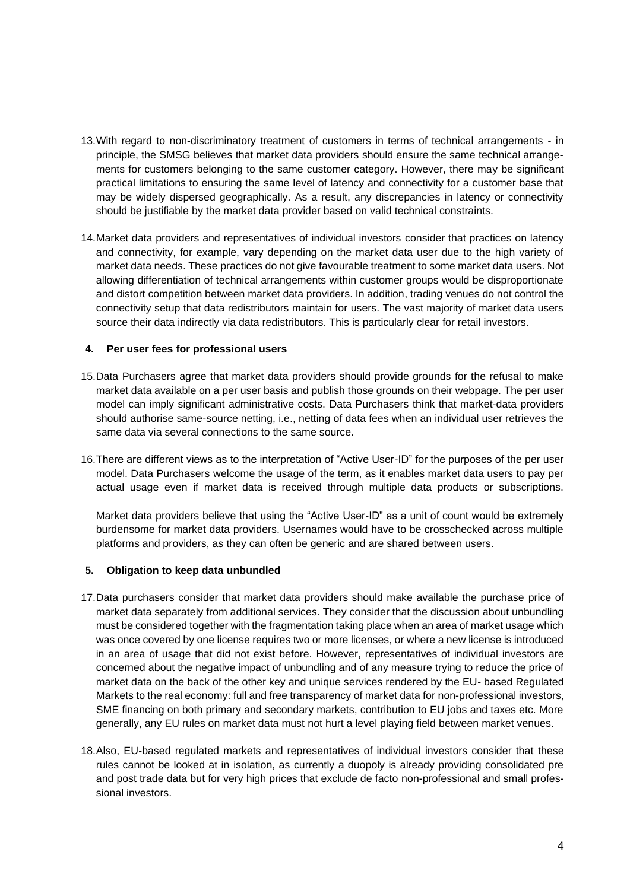13. With regard to non-discriminatory treatment of customers in terms of technical arrangements - in principle, the SMSG believes that market data providers should ensure the same technical arrangements for customers belonging to the same customer category. However, there may be significant practical limitations to ensuring the same level of latency and connectivity for a customer base that may be widely dispersed geographically. As a result, any discrepancies in latency or connectivity should be justifiable by the market data provider based on valid technical constraints.

14. Market data providers and representatives of individual investors consider that practices on latency and connectivity, for example, vary depending on the market data user due to the high variety of market data needs. These practices do not give favourable treatment to some market data users. Not allowing differentiation of technical arrangements within customer groups would be disproportionate and distort competition between market data providers. In addition, trading venues do not control the connectivity setup that data redistributors maintain for users. The vast majority of market data users source their data indirectly via data redistributors. This is particularly clear for retail investors.

### 4. Per user fees for professional users

15. Data Purchasers agree that market data providers should provide grounds for the refusal to make market data available on a per user basis and publish those grounds on their webpage. The per user model can imply significant administrative costs. Data Purchasers think that market-data providers should authorise same-source netting, i.e., netting of data fees when an individual user retrieves the same data via several connections to the same source.

16. There are different views as to the interpretation of "Active User-ID" for the purposes of the per user model. Data Purchasers welcome the usage of the term, as it enables market data users to pay per actual usage even if market data is received through multiple data products or subscriptions.

    Market data providers believe that using the "Active User-ID" as a unit of count would be extremely burdensome for market data providers. Usernames would have to be crosschecked across multiple platforms and providers, as they can often be generic and are shared between users.

### 5. Obligation to keep data unbundled

17. Data purchasers consider that market data providers should make available the purchase price of market data separately from additional services. They consider that the discussion about unbundling must be considered together with the fragmentation taking place when an area of market usage which was once covered by one license requires two or more licenses, or where a new license is introduced in an area of usage that did not exist before. However, representatives of individual investors are concerned about the negative impact of unbundling and of any measure trying to reduce the price of market data on the back of the other key and unique services rendered by the EU- based Regulated Markets to the real economy: full and free transparency of market data for non-professional investors, SME financing on both primary and secondary markets, contribution to EU jobs and taxes etc. More generally, any EU rules on market data must not hurt a level playing field between market venues.

18. Also, EU-based regulated markets and representatives of individual investors consider that these rules cannot be looked at in isolation, as currently a duopoly is already providing consolidated pre and post trade data but for very high prices that exclude de facto non-professional and small professional investors.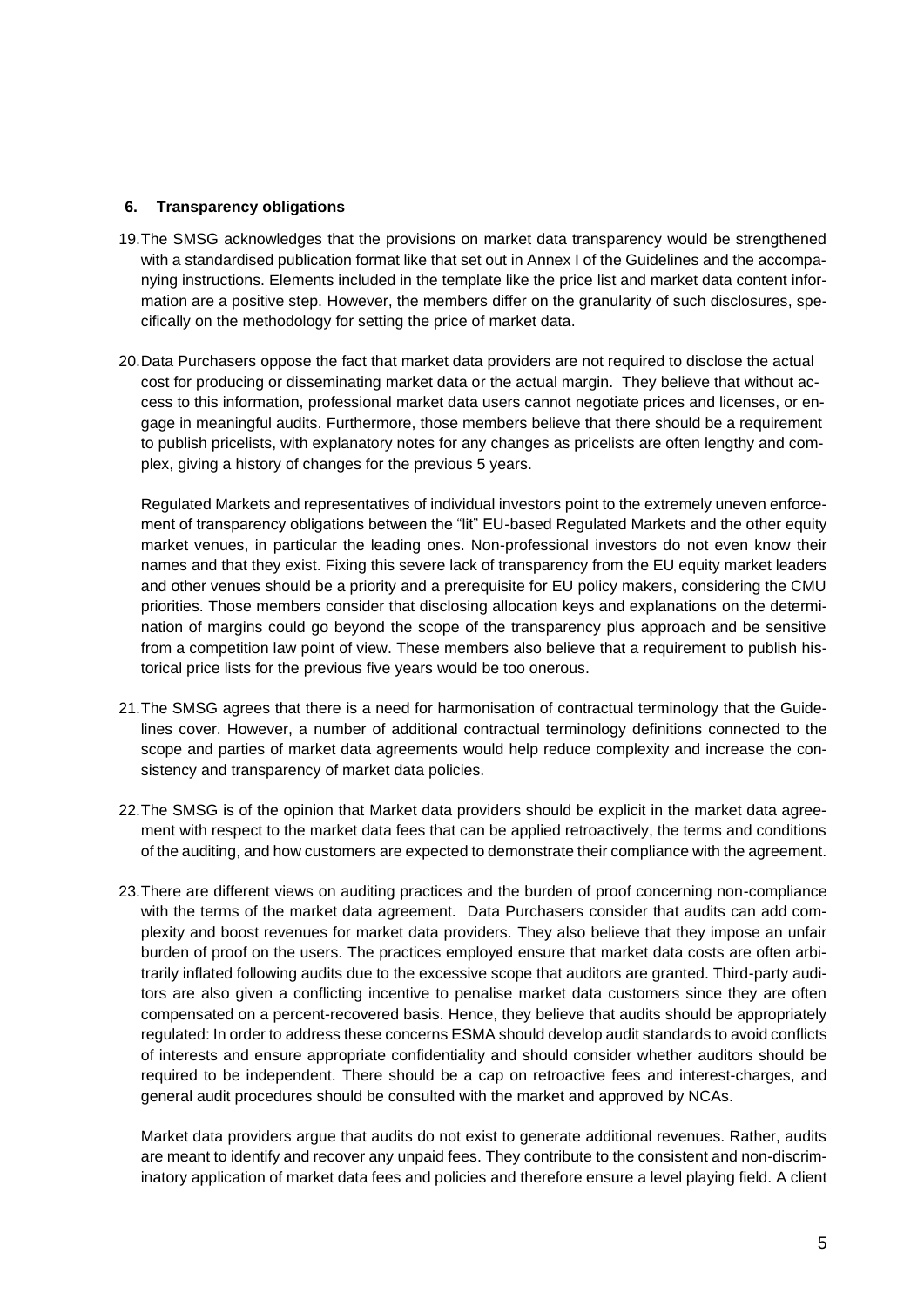## 6. Transparency obligations

19. The SMSG acknowledges that the provisions on market data transparency would be strengthened with a standardised publication format like that set out in Annex I of the Guidelines and the accompanying instructions. Elements included in the template like the price list and market data content information are a positive step. However, the members differ on the granularity of such disclosures, specifically on the methodology for setting the price of market data.

20. Data Purchasers oppose the fact that market data providers are not required to disclose the actual cost for producing or disseminating market data or the actual margin. They believe that without access to this information, professional market data users cannot negotiate prices and licenses, or engage in meaningful audits. Furthermore, those members believe that there should be a requirement to publish pricelists, with explanatory notes for any changes as pricelists are often lengthy and complex, giving a history of changes for the previous 5 years.

    Regulated Markets and representatives of individual investors point to the extremely uneven enforcement of transparency obligations between the "lit" EU-based Regulated Markets and the other equity market venues, in particular the leading ones. Non-professional investors do not even know their names and that they exist. Fixing this severe lack of transparency from the EU equity market leaders and other venues should be a priority and a prerequisite for EU policy makers, considering the CMU priorities. Those members consider that disclosing allocation keys and explanations on the determination of margins could go beyond the scope of the transparency plus approach and be sensitive from a competition law point of view. These members also believe that a requirement to publish historical price lists for the previous five years would be too onerous.

21. The SMSG agrees that there is a need for harmonisation of contractual terminology that the Guidelines cover. However, a number of additional contractual terminology definitions connected to the scope and parties of market data agreements would help reduce complexity and increase the consistency and transparency of market data policies.

22. The SMSG is of the opinion that Market data providers should be explicit in the market data agreement with respect to the market data fees that can be applied retroactively, the terms and conditions of the auditing, and how customers are expected to demonstrate their compliance with the agreement.

23. There are different views on auditing practices and the burden of proof concerning non-compliance with the terms of the market data agreement. Data Purchasers consider that audits can add complexity and boost revenues for market data providers. They also believe that they impose an unfair burden of proof on the users. The practices employed ensure that market data costs are often arbitrarily inflated following audits due to the excessive scope that auditors are granted. Third-party auditors are also given a conflicting incentive to penalise market data customers since they are often compensated on a percent-recovered basis. Hence, they believe that audits should be appropriately regulated: In order to address these concerns ESMA should develop audit standards to avoid conflicts of interests and ensure appropriate confidentiality and should consider whether auditors should be required to be independent. There should be a cap on retroactive fees and interest-charges, and general audit procedures should be consulted with the market and approved by NCAs.

    Market data providers argue that audits do not exist to generate additional revenues. Rather, audits are meant to identify and recover any unpaid fees. They contribute to the consistent and non-discriminatory application of market data fees and policies and therefore ensure a level playing field. A client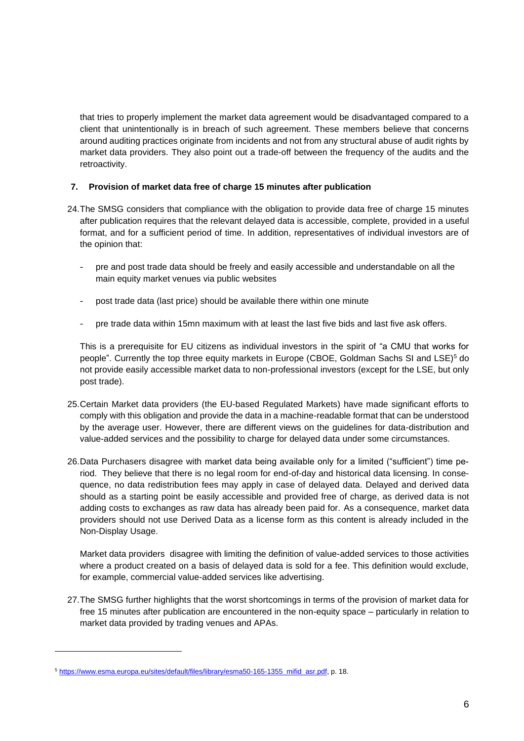that tries to properly implement the market data agreement would be disadvantaged compared to a client that unintentionally is in breach of such agreement. These members believe that concerns around auditing practices originate from incidents and not from any structural abuse of audit rights by market data providers. They also point out a trade-off between the frequency of the audits and the retroactivity.

## 7. Provision of market data free of charge 15 minutes after publication

24. The SMSG considers that compliance with the obligation to provide data free of charge 15 minutes after publication requires that the relevant delayed data is accessible, complete, provided in a useful format, and for a sufficient period of time. In addition, representatives of individual investors are of the opinion that:

    - pre and post trade data should be freely and easily accessible and understandable on all the main equity market venues via public websites
    - post trade data (last price) should be available there within one minute
    - pre trade data within 15mn maximum with at least the last five bids and last five ask offers.

    This is a prerequisite for EU citizens as individual investors in the spirit of "a CMU that works for people". Currently the top three equity markets in Europe (CBOE, Goldman Sachs SI and LSE)[5] do not provide easily accessible market data to non-professional investors (except for the LSE, but only post trade).

25. Certain Market data providers (the EU-based Regulated Markets) have made significant efforts to comply with this obligation and provide the data in a machine-readable format that can be understood by the average user. However, there are different views on the guidelines for data-distribution and value-added services and the possibility to charge for delayed data under some circumstances.

26. Data Purchasers disagree with market data being available only for a limited ("sufficient") time period. They believe that there is no legal room for end-of-day and historical data licensing. In consequence, no data redistribution fees may apply in case of delayed data. Delayed and derived data should as a starting point be easily accessible and provided free of charge, as derived data is not adding costs to exchanges as raw data has already been paid for. As a consequence, market data providers should not use Derived Data as a license form as this content is already included in the Non-Display Usage.

    Market data providers disagree with limiting the definition of value-added services to those activities where a product created on a basis of delayed data is sold for a fee. This definition would exclude, for example, commercial value-added services like advertising.

27. The SMSG further highlights that the worst shortcomings in terms of the provision of market data for free 15 minutes after publication are encountered in the non-equity space – particularly in relation to market data provided by trading venues and APAs.

---

[5] https://www.esma.europa.eu/sites/default/files/library/esma50-165-1355_mifid_asr.pdf, p. 18.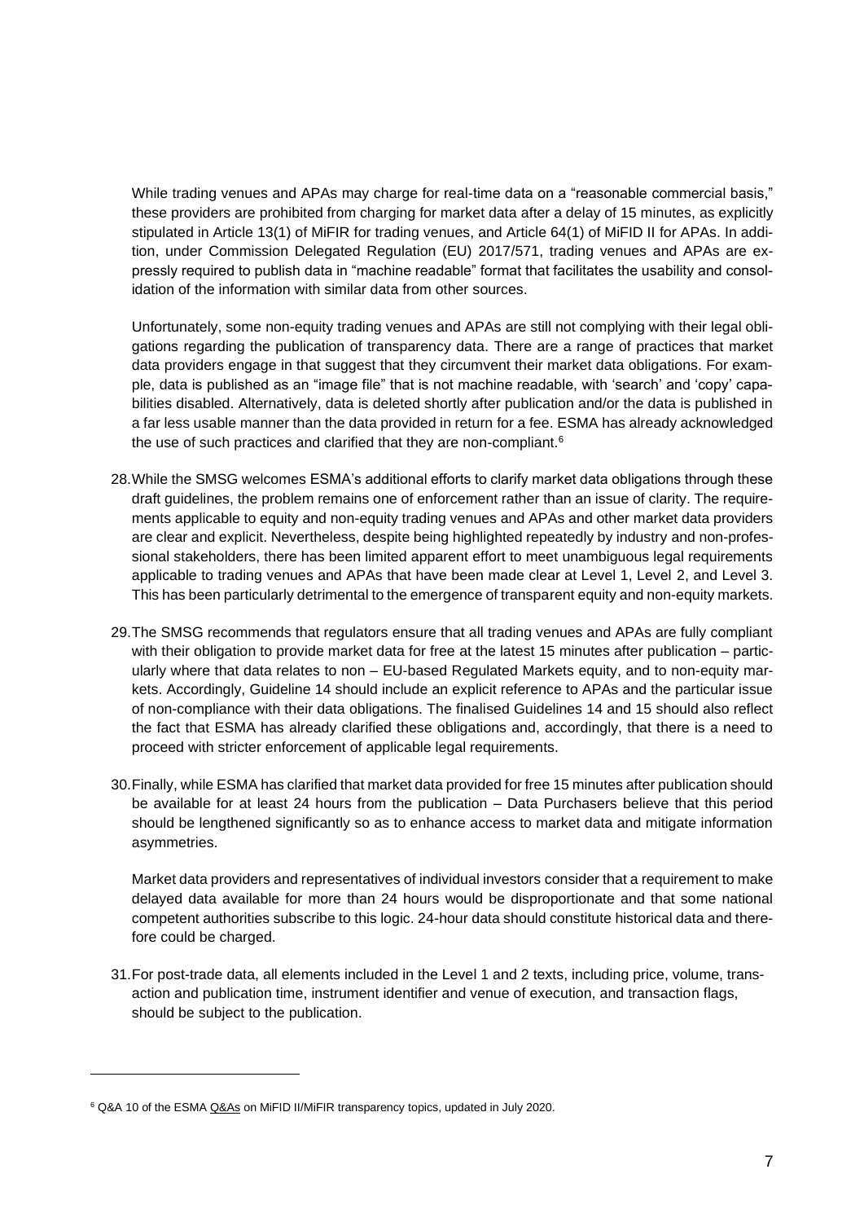While trading venues and APAs may charge for real-time data on a "reasonable commercial basis," these providers are prohibited from charging for market data after a delay of 15 minutes, as explicitly stipulated in Article 13(1) of MiFIR for trading venues, and Article 64(1) of MiFID II for APAs. In addition, under Commission Delegated Regulation (EU) 2017/571, trading venues and APAs are expressly required to publish data in "machine readable" format that facilitates the usability and consolidation of the information with similar data from other sources.

Unfortunately, some non-equity trading venues and APAs are still not complying with their legal obligations regarding the publication of transparency data. There are a range of practices that market data providers engage in that suggest that they circumvent their market data obligations. For example, data is published as an "image file" that is not machine readable, with 'search' and 'copy' capabilities disabled. Alternatively, data is deleted shortly after publication and/or the data is published in a far less usable manner than the data provided in return for a fee. ESMA has already acknowledged the use of such practices and clarified that they are non-compliant.[6]

28. While the SMSG welcomes ESMA's additional efforts to clarify market data obligations through these draft guidelines, the problem remains one of enforcement rather than an issue of clarity. The requirements applicable to equity and non-equity trading venues and APAs and other market data providers are clear and explicit. Nevertheless, despite being highlighted repeatedly by industry and non-professional stakeholders, there has been limited apparent effort to meet unambiguous legal requirements applicable to trading venues and APAs that have been made clear at Level 1, Level 2, and Level 3. This has been particularly detrimental to the emergence of transparent equity and non-equity markets.

29. The SMSG recommends that regulators ensure that all trading venues and APAs are fully compliant with their obligation to provide market data for free at the latest 15 minutes after publication – particularly where that data relates to non – EU-based Regulated Markets equity, and to non-equity markets. Accordingly, Guideline 14 should include an explicit reference to APAs and the particular issue of non-compliance with their data obligations. The finalised Guidelines 14 and 15 should also reflect the fact that ESMA has already clarified these obligations and, accordingly, that there is a need to proceed with stricter enforcement of applicable legal requirements.

30. Finally, while ESMA has clarified that market data provided for free 15 minutes after publication should be available for at least 24 hours from the publication – Data Purchasers believe that this period should be lengthened significantly so as to enhance access to market data and mitigate information asymmetries.

Market data providers and representatives of individual investors consider that a requirement to make delayed data available for more than 24 hours would be disproportionate and that some national competent authorities subscribe to this logic. 24-hour data should constitute historical data and therefore could be charged.

31. For post-trade data, all elements included in the Level 1 and 2 texts, including price, volume, transaction and publication time, instrument identifier and venue of execution, and transaction flags, should be subject to the publication.

---

[6] Q&A 10 of the ESMA Q&As on MiFID II/MiFIR transparency topics, updated in July 2020.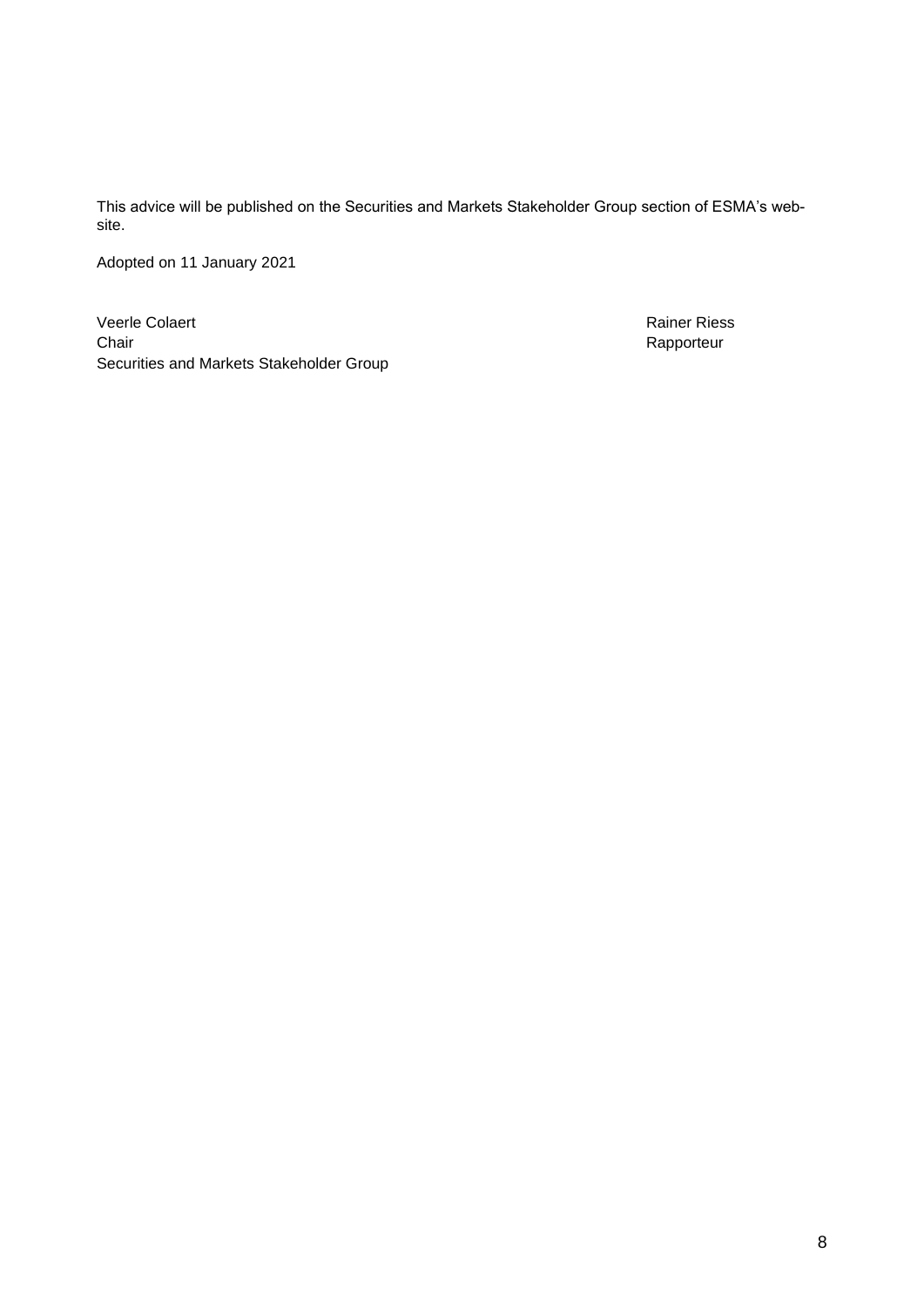This advice will be published on the Securities and Markets Stakeholder Group section of ESMA's website.

Adopted on 11 January 2021

Veerle Colaert
Chair
Securities and Markets Stakeholder Group

Rainer Riess
Rapporteur